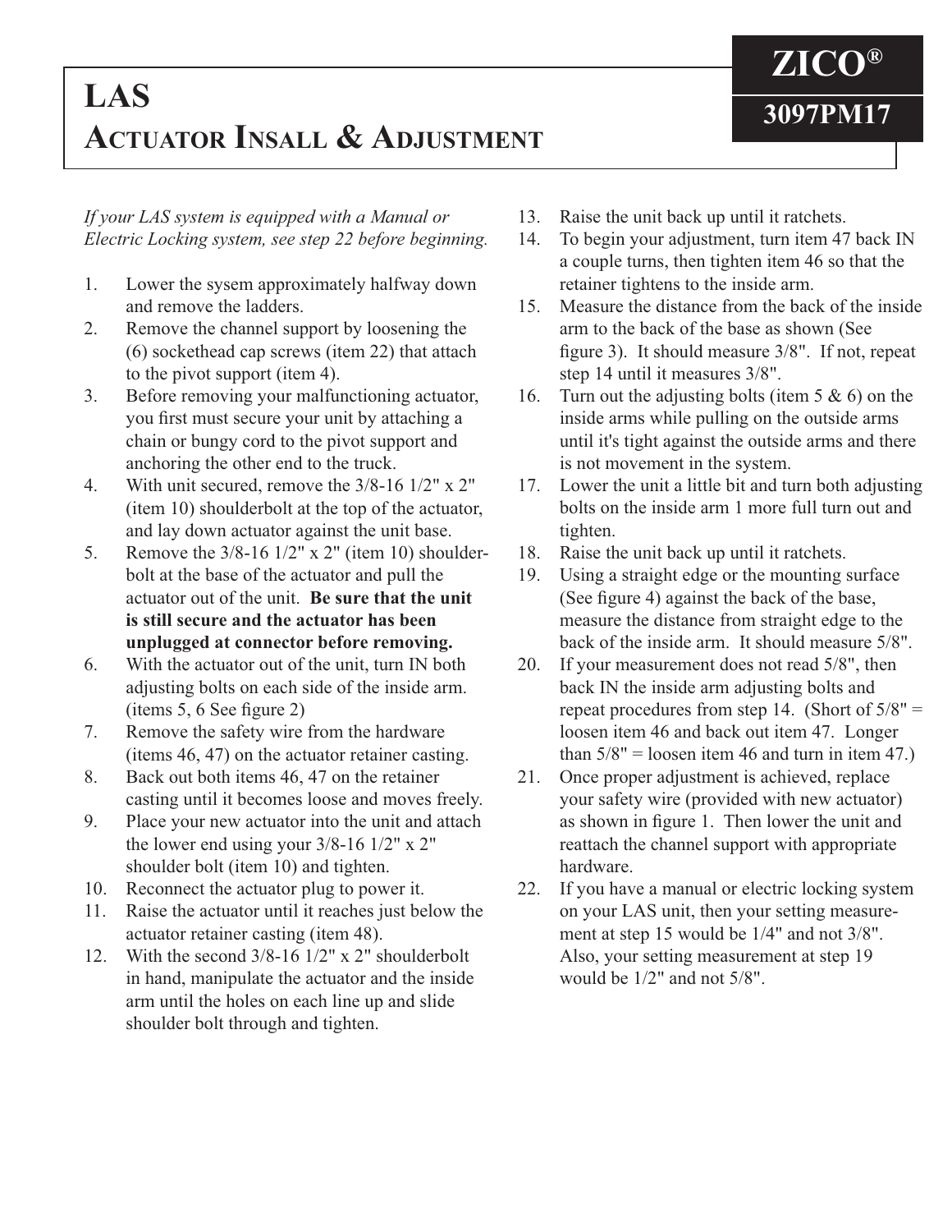# LAS

# Actuator Insall & Adjustment

**ZICO®**

**3097PM17**

*If your LAS system is equipped with a Manual or Electric Locking system, see step 22 before beginning.*

1. Lower the sysem approximately halfway down and remove the ladders.
2. Remove the channel support by loosening the (6) sockethead cap screws (item 22) that attach to the pivot support (item 4).
3. Before removing your malfunctioning actuator, you first must secure your unit by attaching a chain or bungy cord to the pivot support and anchoring the other end to the truck.
4. With unit secured, remove the 3/8-16 1/2" x 2" (item 10) shoulderbolt at the top of the actuator, and lay down actuator against the unit base.
5. Remove the 3/8-16 1/2" x 2" (item 10) shoulder-bolt at the base of the actuator and pull the actuator out of the unit. **Be sure that the unit is still secure and the actuator has been unplugged at connector before removing.**
6. With the actuator out of the unit, turn IN both adjusting bolts on each side of the inside arm. (items 5, 6 See figure 2)
7. Remove the safety wire from the hardware (items 46, 47) on the actuator retainer casting.
8. Back out both items 46, 47 on the retainer casting until it becomes loose and moves freely.
9. Place your new actuator into the unit and attach the lower end using your 3/8-16 1/2" x 2" shoulder bolt (item 10) and tighten.
10. Reconnect the actuator plug to power it.
11. Raise the actuator until it reaches just below the actuator retainer casting (item 48).
12. With the second 3/8-16 1/2" x 2" shoulderbolt in hand, manipulate the actuator and the inside arm until the holes on each line up and slide shoulder bolt through and tighten.
13. Raise the unit back up until it ratchets.
14. To begin your adjustment, turn item 47 back IN a couple turns, then tighten item 46 so that the retainer tightens to the inside arm.
15. Measure the distance from the back of the inside arm to the back of the base as shown (See figure 3). It should measure 3/8". If not, repeat step 14 until it measures 3/8".
16. Turn out the adjusting bolts (item 5 & 6) on the inside arms while pulling on the outside arms until it's tight against the outside arms and there is not movement in the system.
17. Lower the unit a little bit and turn both adjusting bolts on the inside arm 1 more full turn out and tighten.
18. Raise the unit back up until it ratchets.
19. Using a straight edge or the mounting surface (See figure 4) against the back of the base, measure the distance from straight edge to the back of the inside arm. It should measure 5/8".
20. If your measurement does not read 5/8", then back IN the inside arm adjusting bolts and repeat procedures from step 14. (Short of 5/8" = loosen item 46 and back out item 47. Longer than 5/8" = loosen item 46 and turn in item 47.)
21. Once proper adjustment is achieved, replace your safety wire (provided with new actuator) as shown in figure 1. Then lower the unit and reattach the channel support with appropriate hardware.
22. If you have a manual or electric locking system on your LAS unit, then your setting measure-ment at step 15 would be 1/4" and not 3/8". Also, your setting measurement at step 19 would be 1/2" and not 5/8".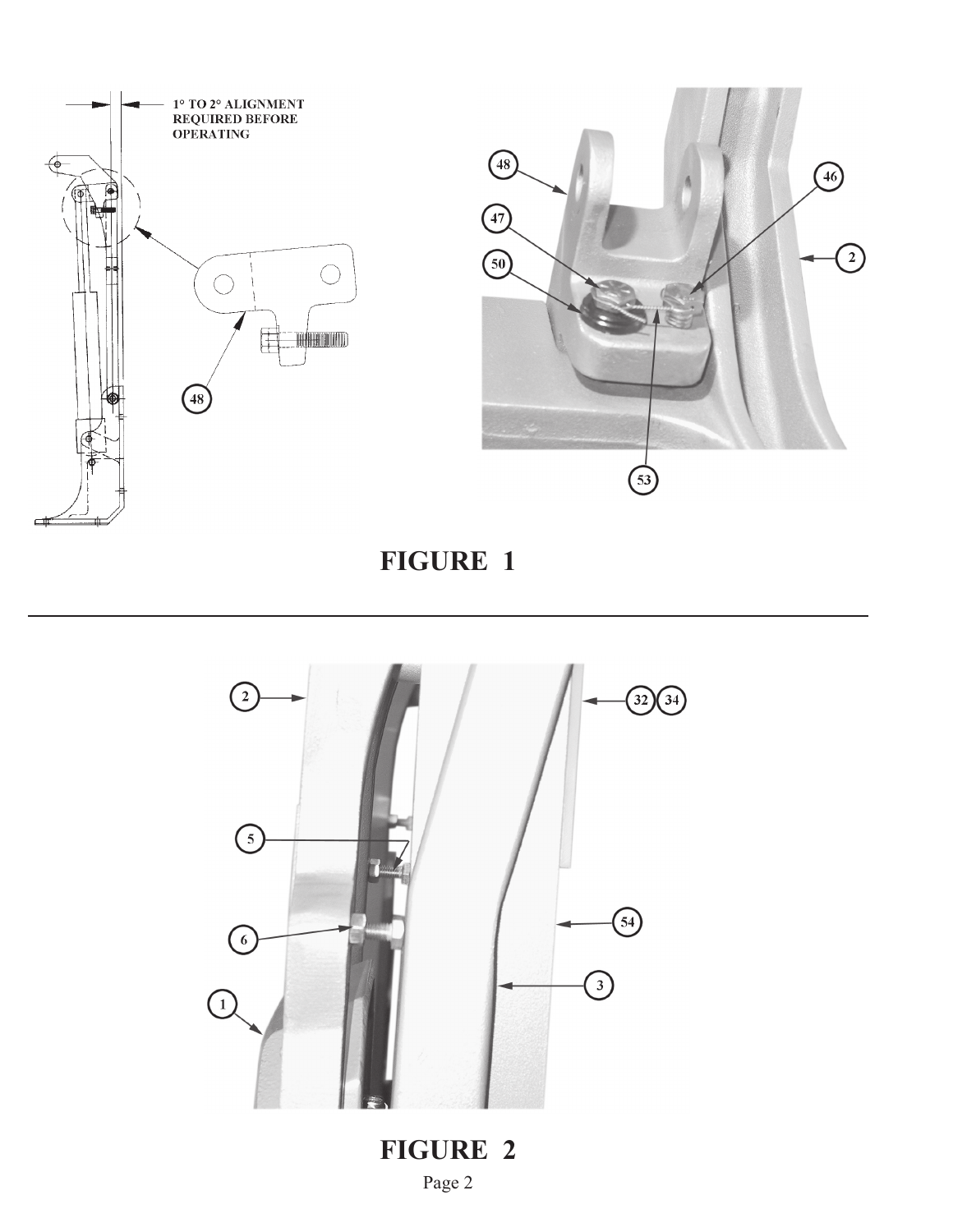1° TO 2° ALIGNMENT REQUIRED BEFORE OPERATING

48

48 47 50 46 2 53

**FIGURE 1**

2 32 34 5 6 54 1 3

**FIGURE 2**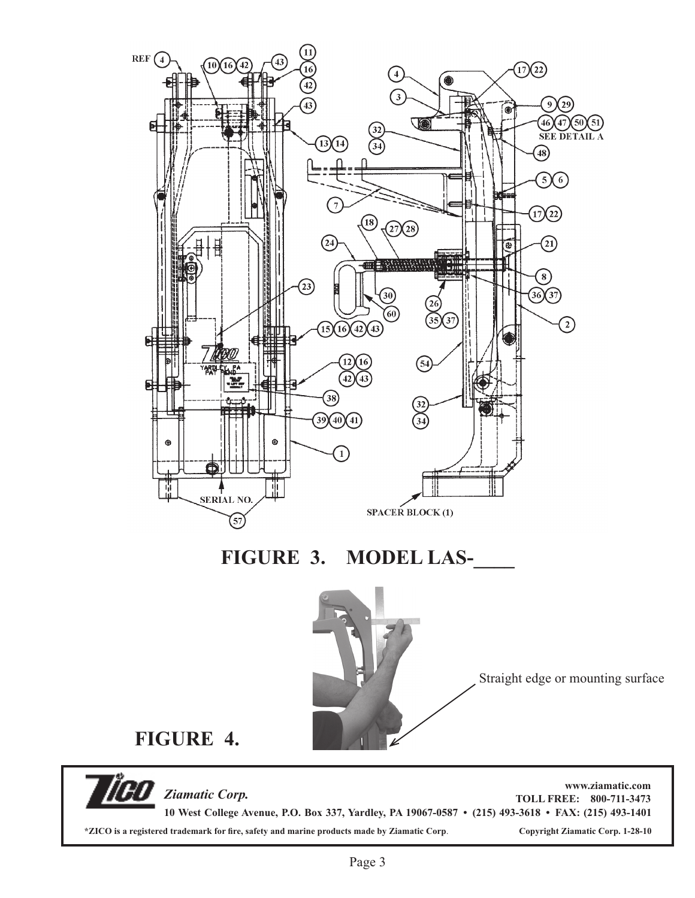REF 4

10 16 42

43

11 16 42

43

13 14

23

15 16 42 43

12 16 42 43

38

39 40 41

1

SERIAL NO.

57

4

3

32 34

7

18

27 28

24

30

60

26

35 37

54

32 34

17 22

9 29

46 47 50 51 SEE DETAIL A

48

5 6

17 22

21

8

36 37

2

SPACER BLOCK (1)

**FIGURE 3. MODEL LAS-____**

Straight edge or mounting surface

**FIGURE 4.**

*Ziamatic Corp.*

**www.ziamatic.com**
**TOLL FREE: 800-711-3473**

**10 West College Avenue, P.O. Box 337, Yardley, PA 19067-0587 • (215) 493-3618 • FAX: (215) 493-1401**

***ZICO is a registered trademark for fire, safety and marine products made by Ziamatic Corp.** **Copyright Ziamatic Corp. 1-28-10**